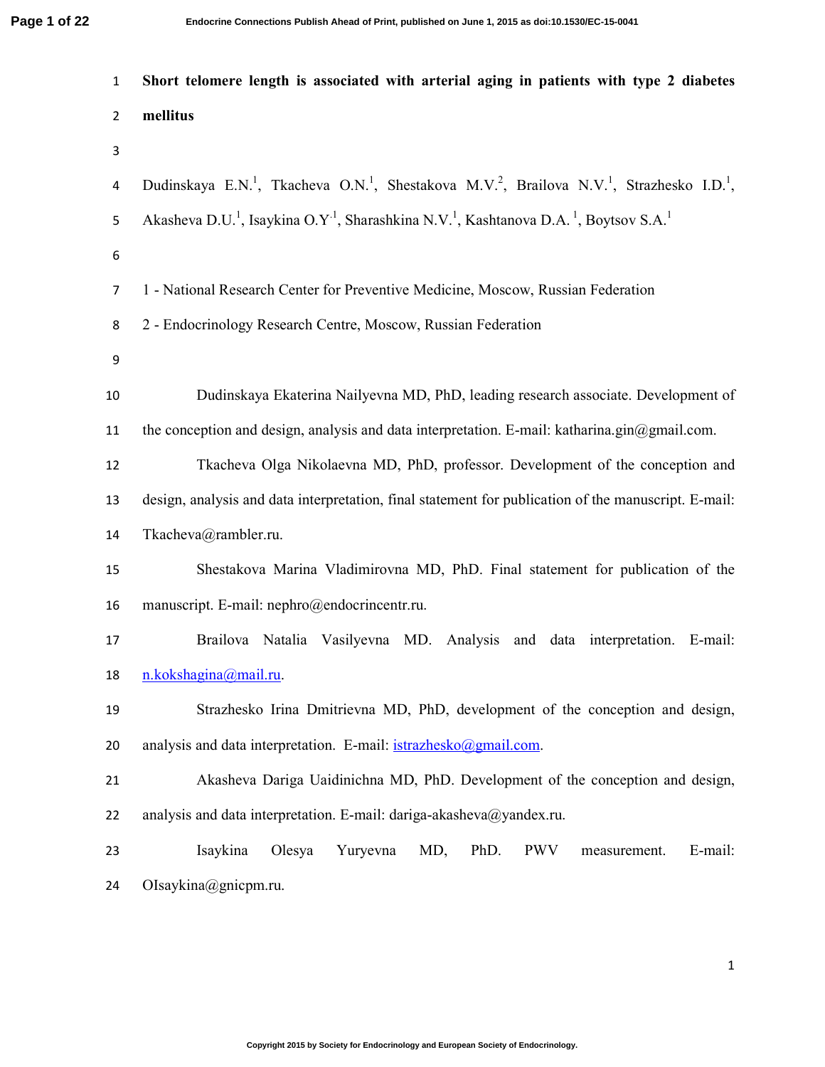# Short telomere length is associated with arterial aging in patients with type 2 diabetes mellitus

Dudinskaya E.N.[1], Tkacheva O.N.[1], Shestakova M.V.[2], Brailova N.V.[1], Strazhesko I.D.[1], Akasheva D.U.[1], Isaykina O.Y[1], Sharashkina N.V.[1], Kashtanova D.A. [1], Boytsov S.A.[1]

1 - National Research Center for Preventive Medicine, Moscow, Russian Federation

2 - Endocrinology Research Centre, Moscow, Russian Federation

Dudinskaya Ekaterina Nailyevna MD, PhD, leading research associate. Development of the conception and design, analysis and data interpretation. E-mail: katharina.gin@gmail.com.

Tkacheva Olga Nikolaevna MD, PhD, professor. Development of the conception and design, analysis and data interpretation, final statement for publication of the manuscript. E-mail: Tkacheva@rambler.ru.

Shestakova Marina Vladimirovna MD, PhD. Final statement for publication of the manuscript. E-mail: nephro@endocrincentr.ru.

Brailova Natalia Vasilyevna MD. Analysis and data interpretation. E-mail: n.kokshagina@mail.ru.

Strazhesko Irina Dmitrievna MD, PhD, development of the conception and design, analysis and data interpretation. E-mail: istrazhesko@gmail.com.

Akasheva Dariga Uaidinichna MD, PhD. Development of the conception and design, analysis and data interpretation. E-mail: dariga-akasheva@yandex.ru.

Isaykina Olesya Yuryevna MD, PhD. PWV measurement. E-mail: OIsaykina@gnicpm.ru.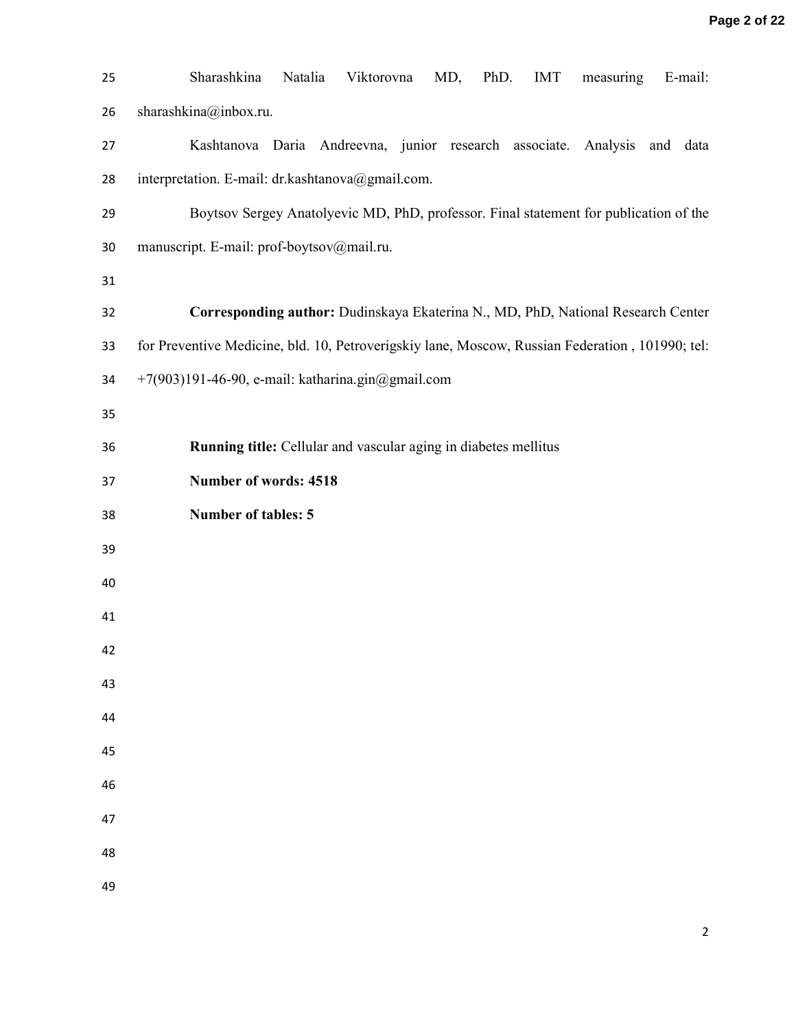Sharashkina Natalia Viktorovna MD, PhD. IMT measuring E-mail: sharashkina@inbox.ru.

Kashtanova Daria Andreevna, junior research associate. Analysis and data interpretation. E-mail: dr.kashtanova@gmail.com.

Boytsov Sergey Anatolyevic MD, PhD, professor. Final statement for publication of the manuscript. E-mail: prof-boytsov@mail.ru.

**Corresponding author:** Dudinskaya Ekaterina N., MD, PhD, National Research Center for Preventive Medicine, bld. 10, Petroverigskiy lane, Moscow, Russian Federation , 101990; tel: +7(903)191-46-90, e-mail: katharina.gin@gmail.com

**Running title:** Cellular and vascular aging in diabetes mellitus

**Number of words: 4518**

**Number of tables: 5**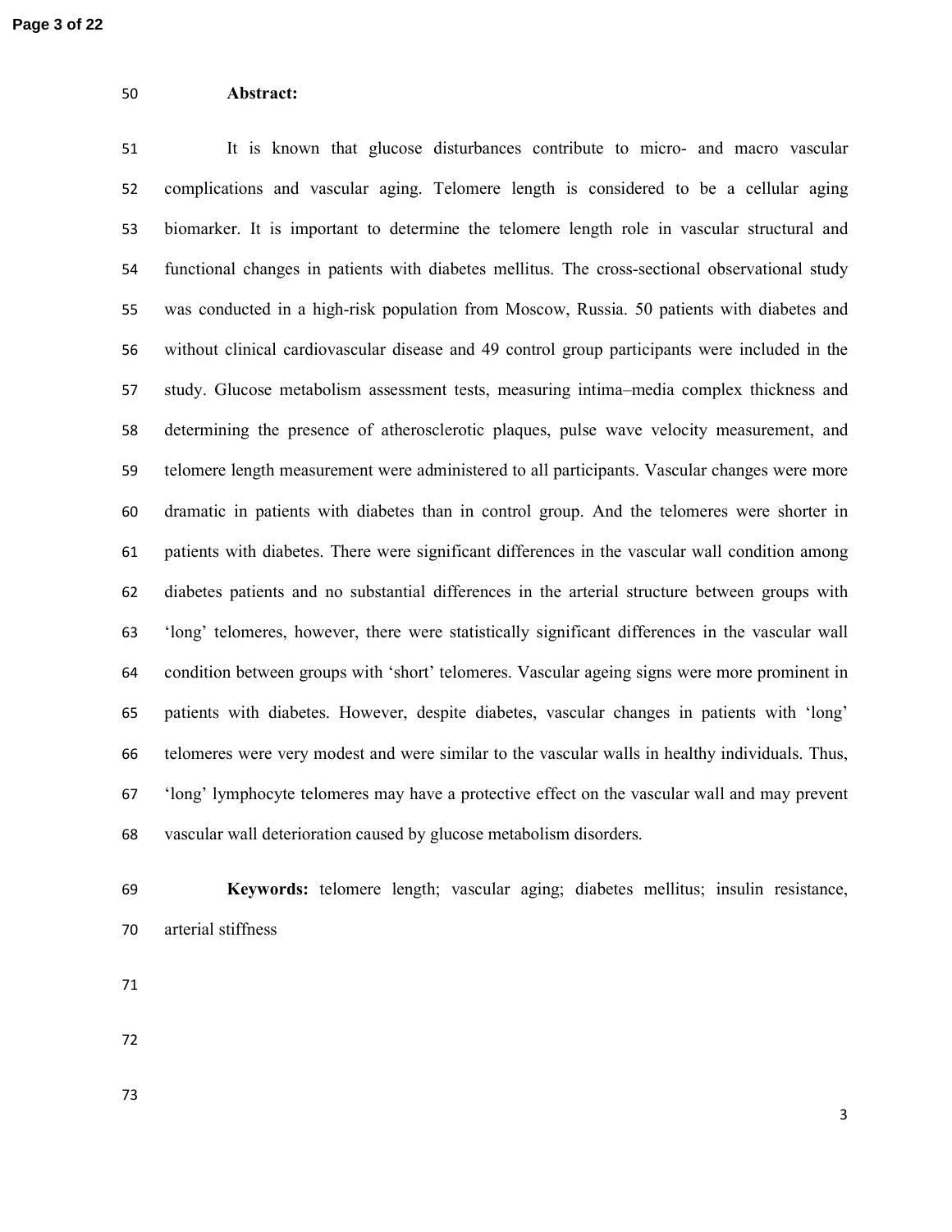## Abstract:

It is known that glucose disturbances contribute to micro- and macro vascular complications and vascular aging. Telomere length is considered to be a cellular aging biomarker. It is important to determine the telomere length role in vascular structural and functional changes in patients with diabetes mellitus. The cross-sectional observational study was conducted in a high-risk population from Moscow, Russia. 50 patients with diabetes and without clinical cardiovascular disease and 49 control group participants were included in the study. Glucose metabolism assessment tests, measuring intima–media complex thickness and determining the presence of atherosclerotic plaques, pulse wave velocity measurement, and telomere length measurement were administered to all participants. Vascular changes were more dramatic in patients with diabetes than in control group. And the telomeres were shorter in patients with diabetes. There were significant differences in the vascular wall condition among diabetes patients and no substantial differences in the arterial structure between groups with 'long' telomeres, however, there were statistically significant differences in the vascular wall condition between groups with 'short' telomeres. Vascular ageing signs were more prominent in patients with diabetes. However, despite diabetes, vascular changes in patients with 'long' telomeres were very modest and were similar to the vascular walls in healthy individuals. Thus, 'long' lymphocyte telomeres may have a protective effect on the vascular wall and may prevent vascular wall deterioration caused by glucose metabolism disorders.

**Keywords:** telomere length; vascular aging; diabetes mellitus; insulin resistance, arterial stiffness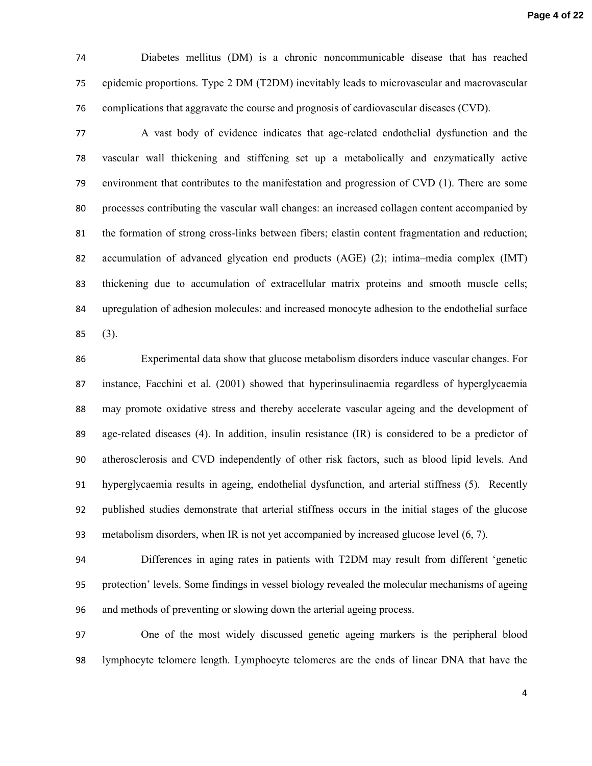Diabetes mellitus (DM) is a chronic noncommunicable disease that has reached epidemic proportions. Type 2 DM (T2DM) inevitably leads to microvascular and macrovascular complications that aggravate the course and prognosis of cardiovascular diseases (CVD).

A vast body of evidence indicates that age-related endothelial dysfunction and the vascular wall thickening and stiffening set up a metabolically and enzymatically active environment that contributes to the manifestation and progression of CVD (1). There are some processes contributing the vascular wall changes: an increased collagen content accompanied by the formation of strong cross-links between fibers; elastin content fragmentation and reduction; accumulation of advanced glycation end products (AGE) (2); intima–media complex (IMT) thickening due to accumulation of extracellular matrix proteins and smooth muscle cells; upregulation of adhesion molecules: and increased monocyte adhesion to the endothelial surface (3).

Experimental data show that glucose metabolism disorders induce vascular changes. For instance, Facchini et al. (2001) showed that hyperinsulinaemia regardless of hyperglycaemia may promote oxidative stress and thereby accelerate vascular ageing and the development of age-related diseases (4). In addition, insulin resistance (IR) is considered to be a predictor of atherosclerosis and CVD independently of other risk factors, such as blood lipid levels. And hyperglycaemia results in ageing, endothelial dysfunction, and arterial stiffness (5). Recently published studies demonstrate that arterial stiffness occurs in the initial stages of the glucose metabolism disorders, when IR is not yet accompanied by increased glucose level (6, 7).

Differences in aging rates in patients with T2DM may result from different 'genetic protection' levels. Some findings in vessel biology revealed the molecular mechanisms of ageing and methods of preventing or slowing down the arterial ageing process.

One of the most widely discussed genetic ageing markers is the peripheral blood lymphocyte telomere length. Lymphocyte telomeres are the ends of linear DNA that have the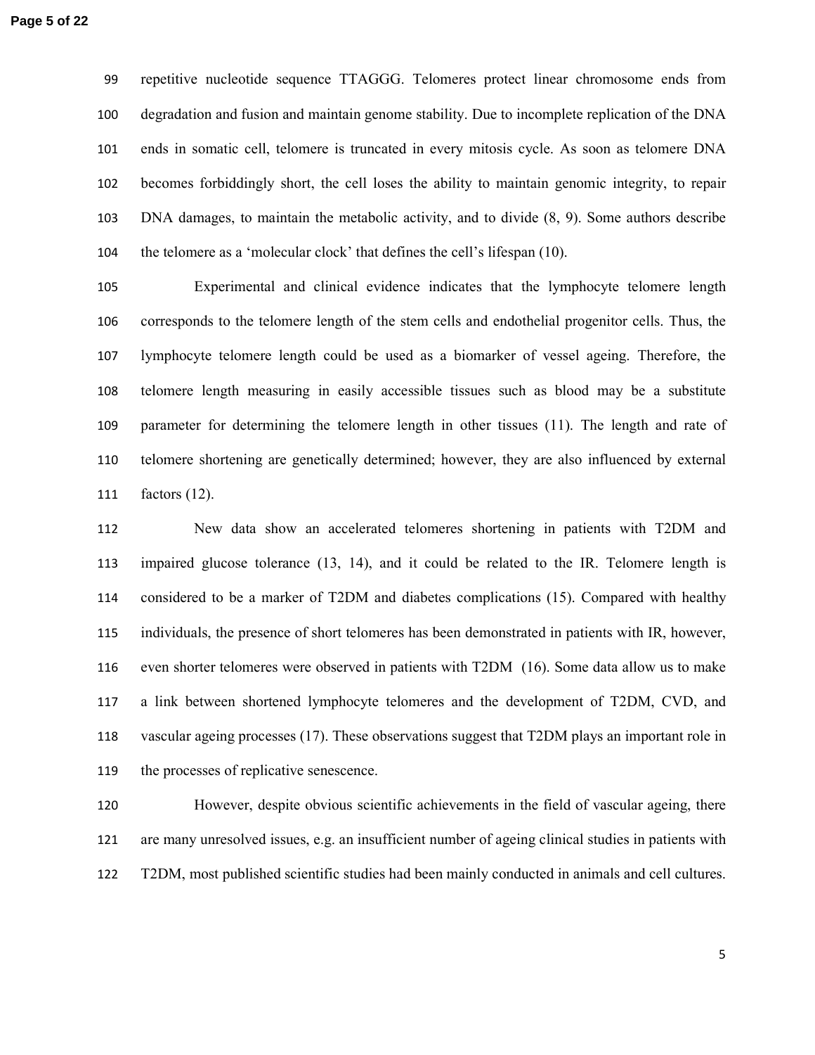repetitive nucleotide sequence TTAGGG. Telomeres protect linear chromosome ends from degradation and fusion and maintain genome stability. Due to incomplete replication of the DNA ends in somatic cell, telomere is truncated in every mitosis cycle. As soon as telomere DNA becomes forbiddingly short, the cell loses the ability to maintain genomic integrity, to repair DNA damages, to maintain the metabolic activity, and to divide (8, 9). Some authors describe the telomere as a 'molecular clock' that defines the cell's lifespan (10).

Experimental and clinical evidence indicates that the lymphocyte telomere length corresponds to the telomere length of the stem cells and endothelial progenitor cells. Thus, the lymphocyte telomere length could be used as a biomarker of vessel ageing. Therefore, the telomere length measuring in easily accessible tissues such as blood may be a substitute parameter for determining the telomere length in other tissues (11). The length and rate of telomere shortening are genetically determined; however, they are also influenced by external factors (12).

New data show an accelerated telomeres shortening in patients with T2DM and impaired glucose tolerance (13, 14), and it could be related to the IR. Telomere length is considered to be a marker of T2DM and diabetes complications (15). Compared with healthy individuals, the presence of short telomeres has been demonstrated in patients with IR, however, even shorter telomeres were observed in patients with T2DM (16). Some data allow us to make a link between shortened lymphocyte telomeres and the development of T2DM, CVD, and vascular ageing processes (17). These observations suggest that T2DM plays an important role in the processes of replicative senescence.

However, despite obvious scientific achievements in the field of vascular ageing, there are many unresolved issues, e.g. an insufficient number of ageing clinical studies in patients with T2DM, most published scientific studies had been mainly conducted in animals and cell cultures.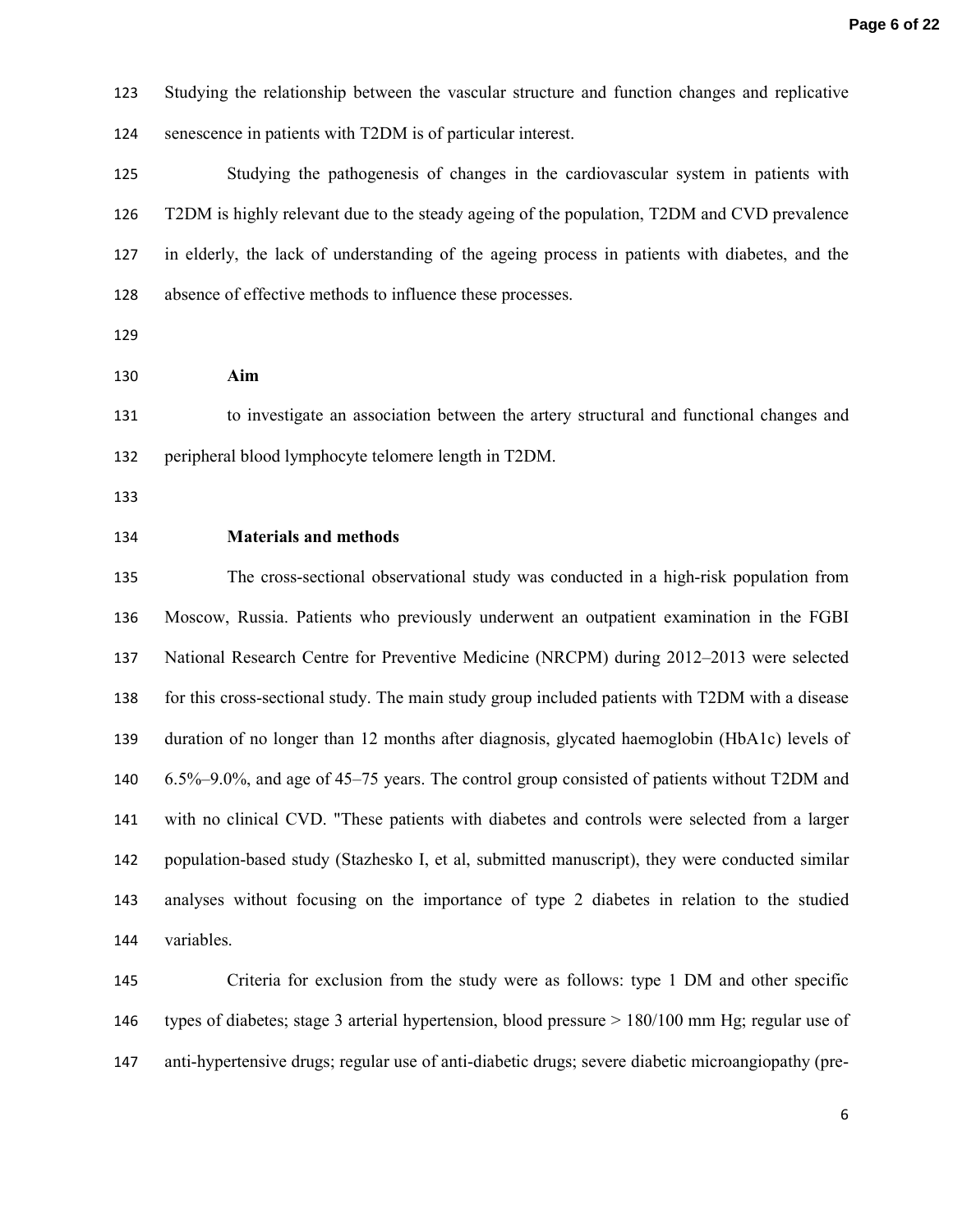Studying the relationship between the vascular structure and function changes and replicative senescence in patients with T2DM is of particular interest.

Studying the pathogenesis of changes in the cardiovascular system in patients with T2DM is highly relevant due to the steady ageing of the population, T2DM and CVD prevalence in elderly, the lack of understanding of the ageing process in patients with diabetes, and the absence of effective methods to influence these processes.

## Aim

to investigate an association between the artery structural and functional changes and peripheral blood lymphocyte telomere length in T2DM.

## Materials and methods

The cross-sectional observational study was conducted in a high-risk population from Moscow, Russia. Patients who previously underwent an outpatient examination in the FGBI National Research Centre for Preventive Medicine (NRCPM) during 2012–2013 were selected for this cross-sectional study. The main study group included patients with T2DM with a disease duration of no longer than 12 months after diagnosis, glycated haemoglobin (HbA1c) levels of 6.5%–9.0%, and age of 45–75 years. The control group consisted of patients without T2DM and with no clinical CVD. "These patients with diabetes and controls were selected from a larger population-based study (Stazhesko I, et al, submitted manuscript), they were conducted similar analyses without focusing on the importance of type 2 diabetes in relation to the studied variables.

Criteria for exclusion from the study were as follows: type 1 DM and other specific types of diabetes; stage 3 arterial hypertension, blood pressure > 180/100 mm Hg; regular use of anti-hypertensive drugs; regular use of anti-diabetic drugs; severe diabetic microangiopathy (pre-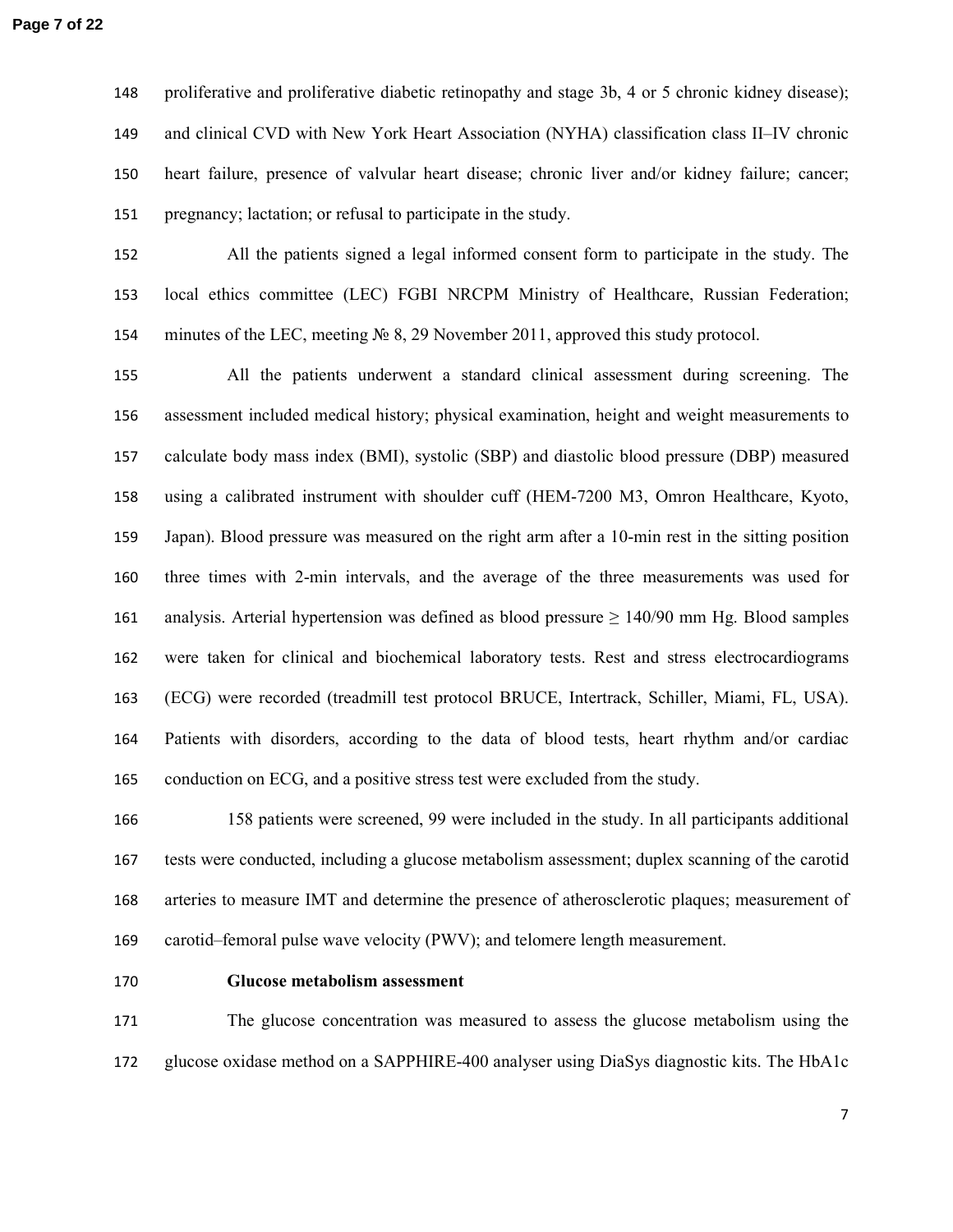proliferative and proliferative diabetic retinopathy and stage 3b, 4 or 5 chronic kidney disease); and clinical CVD with New York Heart Association (NYHA) classification class II–IV chronic heart failure, presence of valvular heart disease; chronic liver and/or kidney failure; cancer; pregnancy; lactation; or refusal to participate in the study.

All the patients signed a legal informed consent form to participate in the study. The local ethics committee (LEC) FGBI NRCPM Ministry of Healthcare, Russian Federation; minutes of the LEC, meeting № 8, 29 November 2011, approved this study protocol.

All the patients underwent a standard clinical assessment during screening. The assessment included medical history; physical examination, height and weight measurements to calculate body mass index (BMI), systolic (SBP) and diastolic blood pressure (DBP) measured using a calibrated instrument with shoulder cuff (HEM-7200 M3, Omron Healthcare, Kyoto, Japan). Blood pressure was measured on the right arm after a 10-min rest in the sitting position three times with 2-min intervals, and the average of the three measurements was used for analysis. Arterial hypertension was defined as blood pressure ≥ 140/90 mm Hg. Blood samples were taken for clinical and biochemical laboratory tests. Rest and stress electrocardiograms (ECG) were recorded (treadmill test protocol BRUCE, Intertrack, Schiller, Miami, FL, USA). Patients with disorders, according to the data of blood tests, heart rhythm and/or cardiac conduction on ECG, and a positive stress test were excluded from the study.

158 patients were screened, 99 were included in the study. In all participants additional tests were conducted, including a glucose metabolism assessment; duplex scanning of the carotid arteries to measure IMT and determine the presence of atherosclerotic plaques; measurement of carotid–femoral pulse wave velocity (PWV); and telomere length measurement.

**Glucose metabolism assessment**

The glucose concentration was measured to assess the glucose metabolism using the glucose oxidase method on a SAPPHIRE-400 analyser using DiaSys diagnostic kits. The HbA1c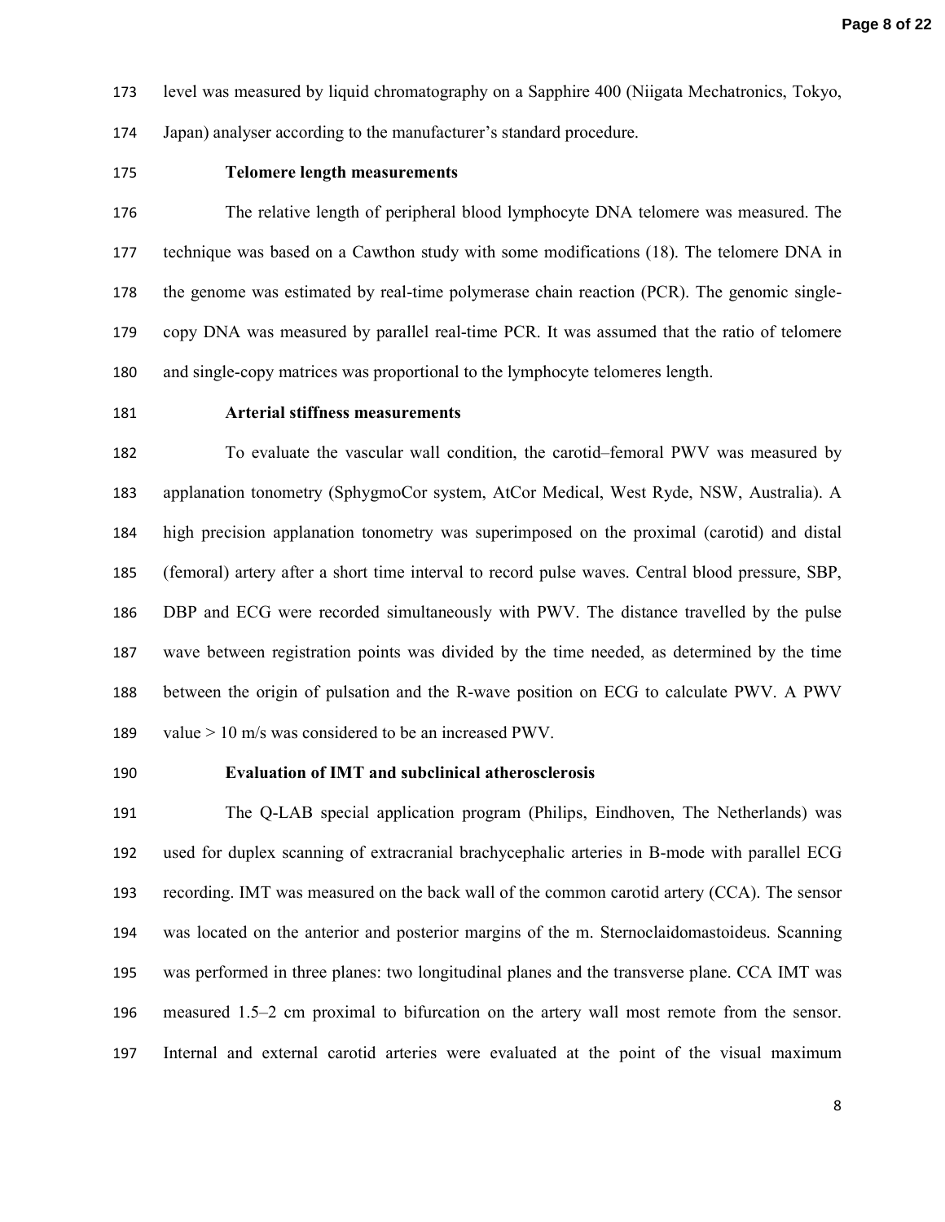level was measured by liquid chromatography on a Sapphire 400 (Niigata Mechatronics, Tokyo, Japan) analyser according to the manufacturer's standard procedure.

### Telomere length measurements

The relative length of peripheral blood lymphocyte DNA telomere was measured. The technique was based on a Cawthon study with some modifications (18). The telomere DNA in the genome was estimated by real-time polymerase chain reaction (PCR). The genomic single-copy DNA was measured by parallel real-time PCR. It was assumed that the ratio of telomere and single-copy matrices was proportional to the lymphocyte telomeres length.

### Arterial stiffness measurements

To evaluate the vascular wall condition, the carotid–femoral PWV was measured by applanation tonometry (SphygmoCor system, AtCor Medical, West Ryde, NSW, Australia). A high precision applanation tonometry was superimposed on the proximal (carotid) and distal (femoral) artery after a short time interval to record pulse waves. Central blood pressure, SBP, DBP and ECG were recorded simultaneously with PWV. The distance travelled by the pulse wave between registration points was divided by the time needed, as determined by the time between the origin of pulsation and the R-wave position on ECG to calculate PWV. A PWV value > 10 m/s was considered to be an increased PWV.

### Evaluation of IMT and subclinical atherosclerosis

The Q-LAB special application program (Philips, Eindhoven, The Netherlands) was used for duplex scanning of extracranial brachycephalic arteries in B-mode with parallel ECG recording. IMT was measured on the back wall of the common carotid artery (CCA). The sensor was located on the anterior and posterior margins of the m. Sternoclaidomastoideus. Scanning was performed in three planes: two longitudinal planes and the transverse plane. CCA IMT was measured 1.5–2 cm proximal to bifurcation on the artery wall most remote from the sensor. Internal and external carotid arteries were evaluated at the point of the visual maximum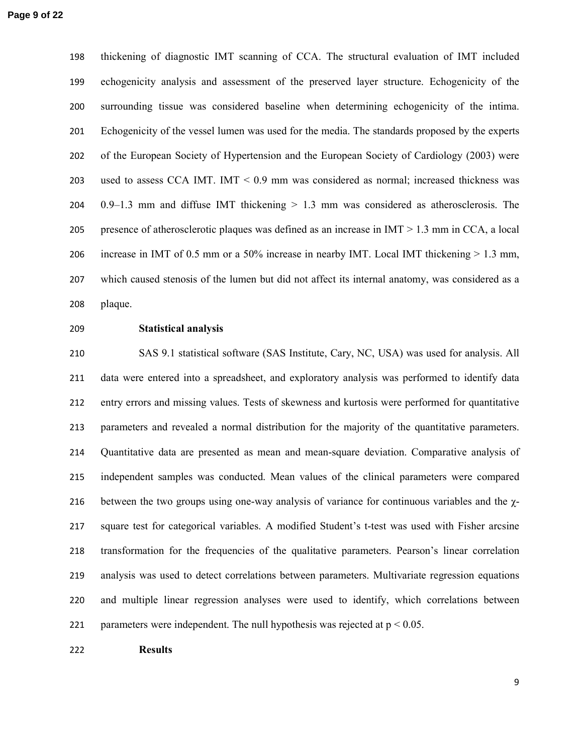thickening of diagnostic IMT scanning of CCA. The structural evaluation of IMT included echogenicity analysis and assessment of the preserved layer structure. Echogenicity of the surrounding tissue was considered baseline when determining echogenicity of the intima. Echogenicity of the vessel lumen was used for the media. The standards proposed by the experts of the European Society of Hypertension and the European Society of Cardiology (2003) were used to assess CCA IMT. IMT < 0.9 mm was considered as normal; increased thickness was 0.9–1.3 mm and diffuse IMT thickening > 1.3 mm was considered as atherosclerosis. The presence of atherosclerotic plaques was defined as an increase in IMT > 1.3 mm in CCA, a local increase in IMT of 0.5 mm or a 50% increase in nearby IMT. Local IMT thickening > 1.3 mm, which caused stenosis of the lumen but did not affect its internal anatomy, was considered as a plaque.

### Statistical analysis

SAS 9.1 statistical software (SAS Institute, Cary, NC, USA) was used for analysis. All data were entered into a spreadsheet, and exploratory analysis was performed to identify data entry errors and missing values. Tests of skewness and kurtosis were performed for quantitative parameters and revealed a normal distribution for the majority of the quantitative parameters. Quantitative data are presented as mean and mean-square deviation. Comparative analysis of independent samples was conducted. Mean values of the clinical parameters were compared between the two groups using one-way analysis of variance for continuous variables and the $\chi$-square test for categorical variables. A modified Student's t-test was used with Fisher arcsine transformation for the frequencies of the qualitative parameters. Pearson's linear correlation analysis was used to detect correlations between parameters. Multivariate regression equations and multiple linear regression analyses were used to identify, which correlations between parameters were independent. The null hypothesis was rejected at $p < 0.05$.

### Results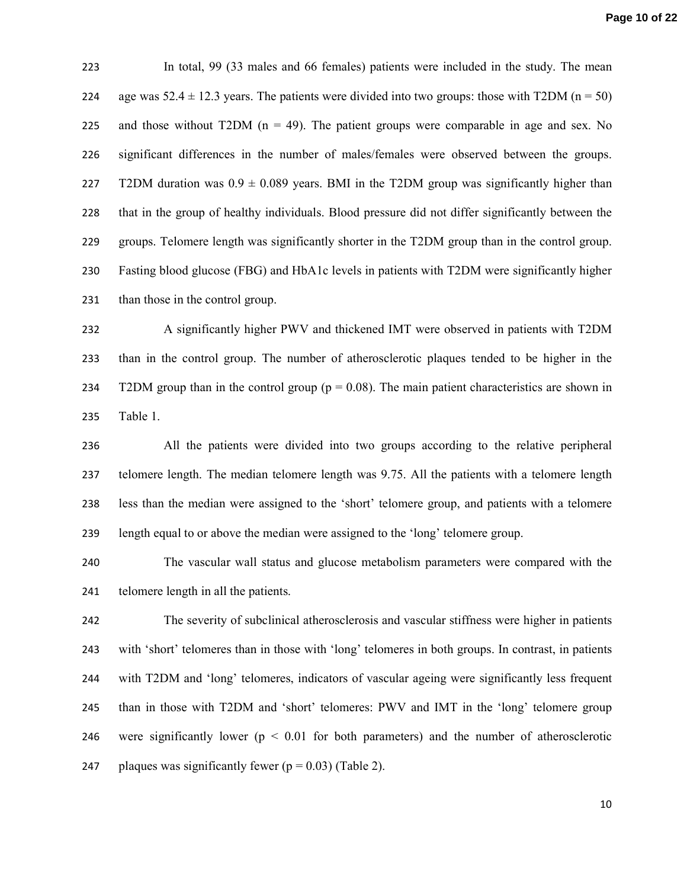In total, 99 (33 males and 66 females) patients were included in the study. The mean age was 52.4 ± 12.3 years. The patients were divided into two groups: those with T2DM ($n = 50$) and those without T2DM ($n = 49$). The patient groups were comparable in age and sex. No significant differences in the number of males/females were observed between the groups. T2DM duration was 0.9 ± 0.089 years. BMI in the T2DM group was significantly higher than that in the group of healthy individuals. Blood pressure did not differ significantly between the groups. Telomere length was significantly shorter in the T2DM group than in the control group. Fasting blood glucose (FBG) and HbA1c levels in patients with T2DM were significantly higher than those in the control group.

A significantly higher PWV and thickened IMT were observed in patients with T2DM than in the control group. The number of atherosclerotic plaques tended to be higher in the T2DM group than in the control group ($p = 0.08$). The main patient characteristics are shown in Table 1.

All the patients were divided into two groups according to the relative peripheral telomere length. The median telomere length was 9.75. All the patients with a telomere length less than the median were assigned to the 'short' telomere group, and patients with a telomere length equal to or above the median were assigned to the 'long' telomere group.

The vascular wall status and glucose metabolism parameters were compared with the telomere length in all the patients.

The severity of subclinical atherosclerosis and vascular stiffness were higher in patients with 'short' telomeres than in those with 'long' telomeres in both groups. In contrast, in patients with T2DM and 'long' telomeres, indicators of vascular ageing were significantly less frequent than in those with T2DM and 'short' telomeres: PWV and IMT in the 'long' telomere group were significantly lower ($p < 0.01$ for both parameters) and the number of atherosclerotic plaques was significantly fewer ($p = 0.03$) (Table 2).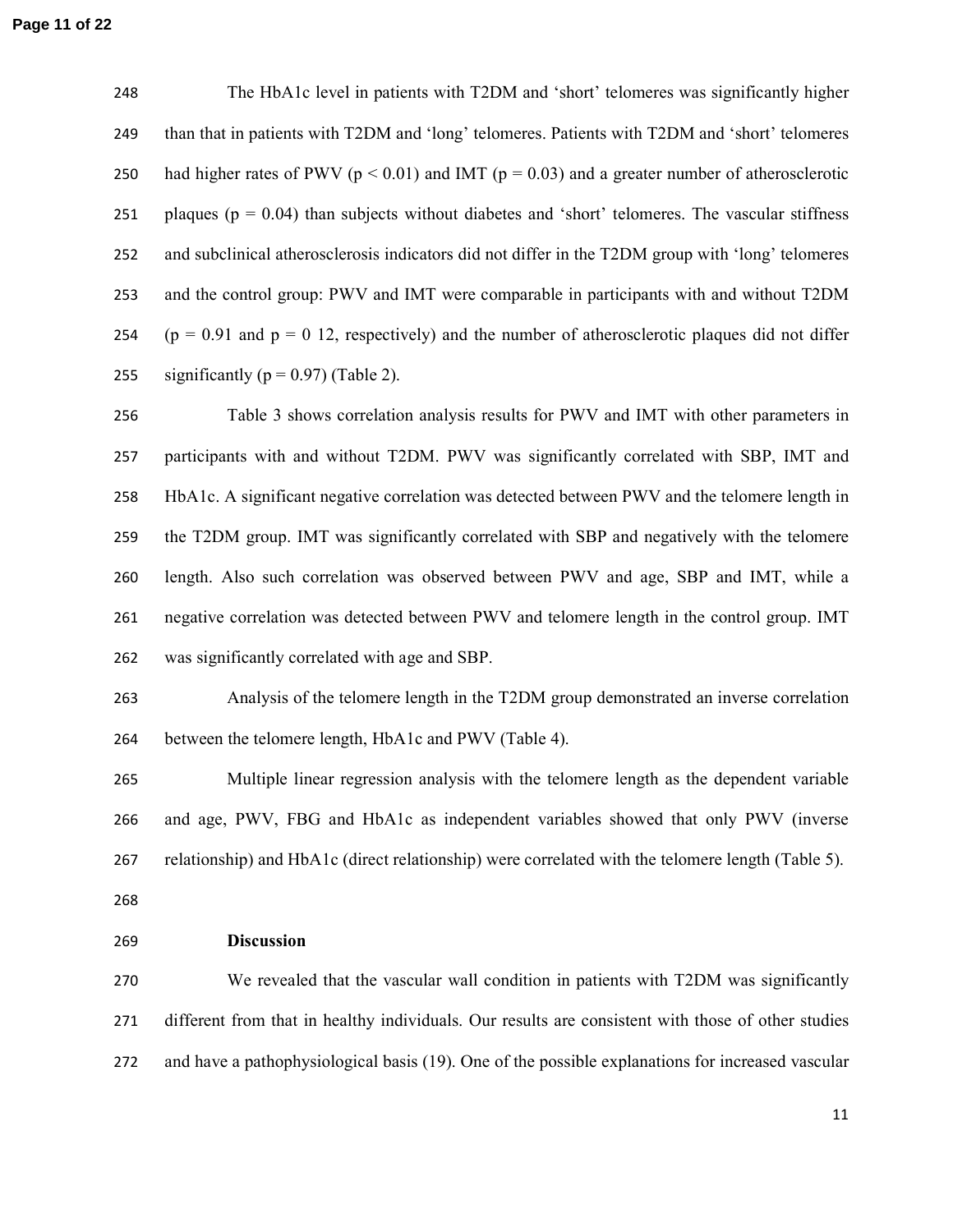The HbA1c level in patients with T2DM and 'short' telomeres was significantly higher than that in patients with T2DM and 'long' telomeres. Patients with T2DM and 'short' telomeres had higher rates of PWV ($p < 0.01$) and IMT ($p = 0.03$) and a greater number of atherosclerotic plaques ($p = 0.04$) than subjects without diabetes and 'short' telomeres. The vascular stiffness and subclinical atherosclerosis indicators did not differ in the T2DM group with 'long' telomeres and the control group: PWV and IMT were comparable in participants with and without T2DM ($p = 0.91$ and p = 0 12, respectively) and the number of atherosclerotic plaques did not differ significantly ($p = 0.97$) (Table 2).

Table 3 shows correlation analysis results for PWV and IMT with other parameters in participants with and without T2DM. PWV was significantly correlated with SBP, IMT and HbA1c. A significant negative correlation was detected between PWV and the telomere length in the T2DM group. IMT was significantly correlated with SBP and negatively with the telomere length. Also such correlation was observed between PWV and age, SBP and IMT, while a negative correlation was detected between PWV and telomere length in the control group. IMT was significantly correlated with age and SBP.

Analysis of the telomere length in the T2DM group demonstrated an inverse correlation between the telomere length, HbA1c and PWV (Table 4).

Multiple linear regression analysis with the telomere length as the dependent variable and age, PWV, FBG and HbA1c as independent variables showed that only PWV (inverse relationship) and HbA1c (direct relationship) were correlated with the telomere length (Table 5).

## Discussion

We revealed that the vascular wall condition in patients with T2DM was significantly different from that in healthy individuals. Our results are consistent with those of other studies and have a pathophysiological basis (19). One of the possible explanations for increased vascular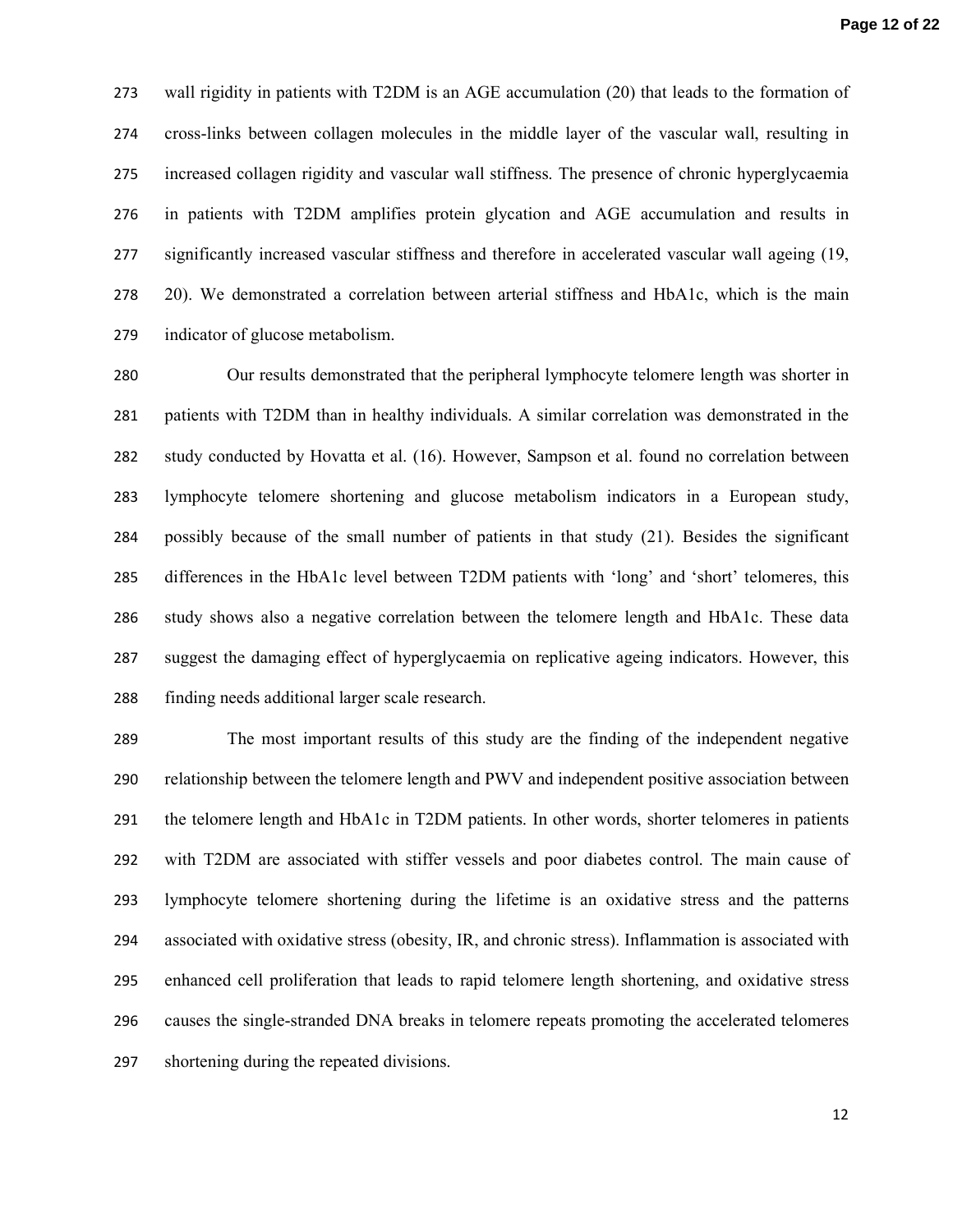wall rigidity in patients with T2DM is an AGE accumulation (20) that leads to the formation of cross-links between collagen molecules in the middle layer of the vascular wall, resulting in increased collagen rigidity and vascular wall stiffness. The presence of chronic hyperglycaemia in patients with T2DM amplifies protein glycation and AGE accumulation and results in significantly increased vascular stiffness and therefore in accelerated vascular wall ageing (19, 20). We demonstrated a correlation between arterial stiffness and HbA1c, which is the main indicator of glucose metabolism.

Our results demonstrated that the peripheral lymphocyte telomere length was shorter in patients with T2DM than in healthy individuals. A similar correlation was demonstrated in the study conducted by Hovatta et al. (16). However, Sampson et al. found no correlation between lymphocyte telomere shortening and glucose metabolism indicators in a European study, possibly because of the small number of patients in that study (21). Besides the significant differences in the HbA1c level between T2DM patients with 'long' and 'short' telomeres, this study shows also a negative correlation between the telomere length and HbA1c. These data suggest the damaging effect of hyperglycaemia on replicative ageing indicators. However, this finding needs additional larger scale research.

The most important results of this study are the finding of the independent negative relationship between the telomere length and PWV and independent positive association between the telomere length and HbA1c in T2DM patients. In other words, shorter telomeres in patients with T2DM are associated with stiffer vessels and poor diabetes control. The main cause of lymphocyte telomere shortening during the lifetime is an oxidative stress and the patterns associated with oxidative stress (obesity, IR, and chronic stress). Inflammation is associated with enhanced cell proliferation that leads to rapid telomere length shortening, and oxidative stress causes the single-stranded DNA breaks in telomere repeats promoting the accelerated telomeres shortening during the repeated divisions.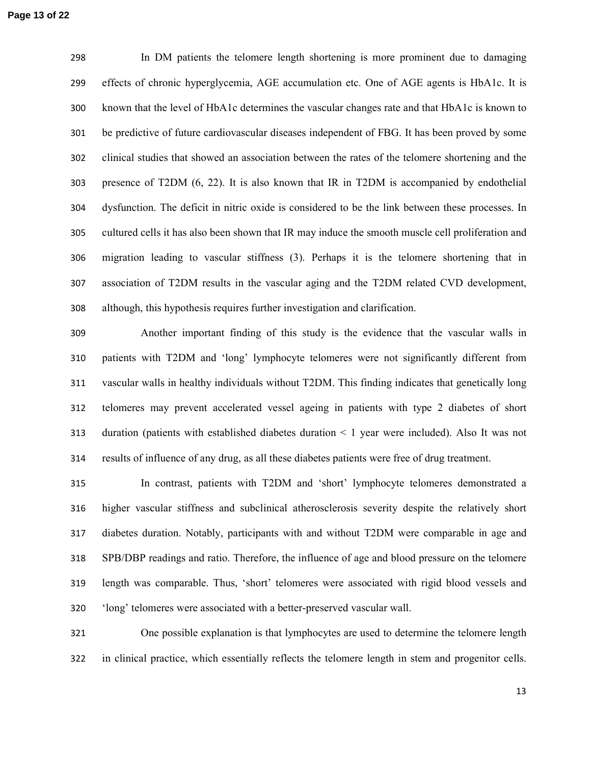In DM patients the telomere length shortening is more prominent due to damaging effects of chronic hyperglycemia, AGE accumulation etc. One of AGE agents is HbA1c. It is known that the level of HbA1c determines the vascular changes rate and that HbA1c is known to be predictive of future cardiovascular diseases independent of FBG. It has been proved by some clinical studies that showed an association between the rates of the telomere shortening and the presence of T2DM (6, 22). It is also known that IR in T2DM is accompanied by endothelial dysfunction. The deficit in nitric oxide is considered to be the link between these processes. In cultured cells it has also been shown that IR may induce the smooth muscle cell proliferation and migration leading to vascular stiffness (3). Perhaps it is the telomere shortening that in association of T2DM results in the vascular aging and the T2DM related CVD development, although, this hypothesis requires further investigation and clarification.

Another important finding of this study is the evidence that the vascular walls in patients with T2DM and 'long' lymphocyte telomeres were not significantly different from vascular walls in healthy individuals without T2DM. This finding indicates that genetically long telomeres may prevent accelerated vessel ageing in patients with type 2 diabetes of short duration (patients with established diabetes duration < 1 year were included). Also It was not results of influence of any drug, as all these diabetes patients were free of drug treatment.

In contrast, patients with T2DM and 'short' lymphocyte telomeres demonstrated a higher vascular stiffness and subclinical atherosclerosis severity despite the relatively short diabetes duration. Notably, participants with and without T2DM were comparable in age and SPB/DBP readings and ratio. Therefore, the influence of age and blood pressure on the telomere length was comparable. Thus, 'short' telomeres were associated with rigid blood vessels and 'long' telomeres were associated with a better-preserved vascular wall.

One possible explanation is that lymphocytes are used to determine the telomere length in clinical practice, which essentially reflects the telomere length in stem and progenitor cells.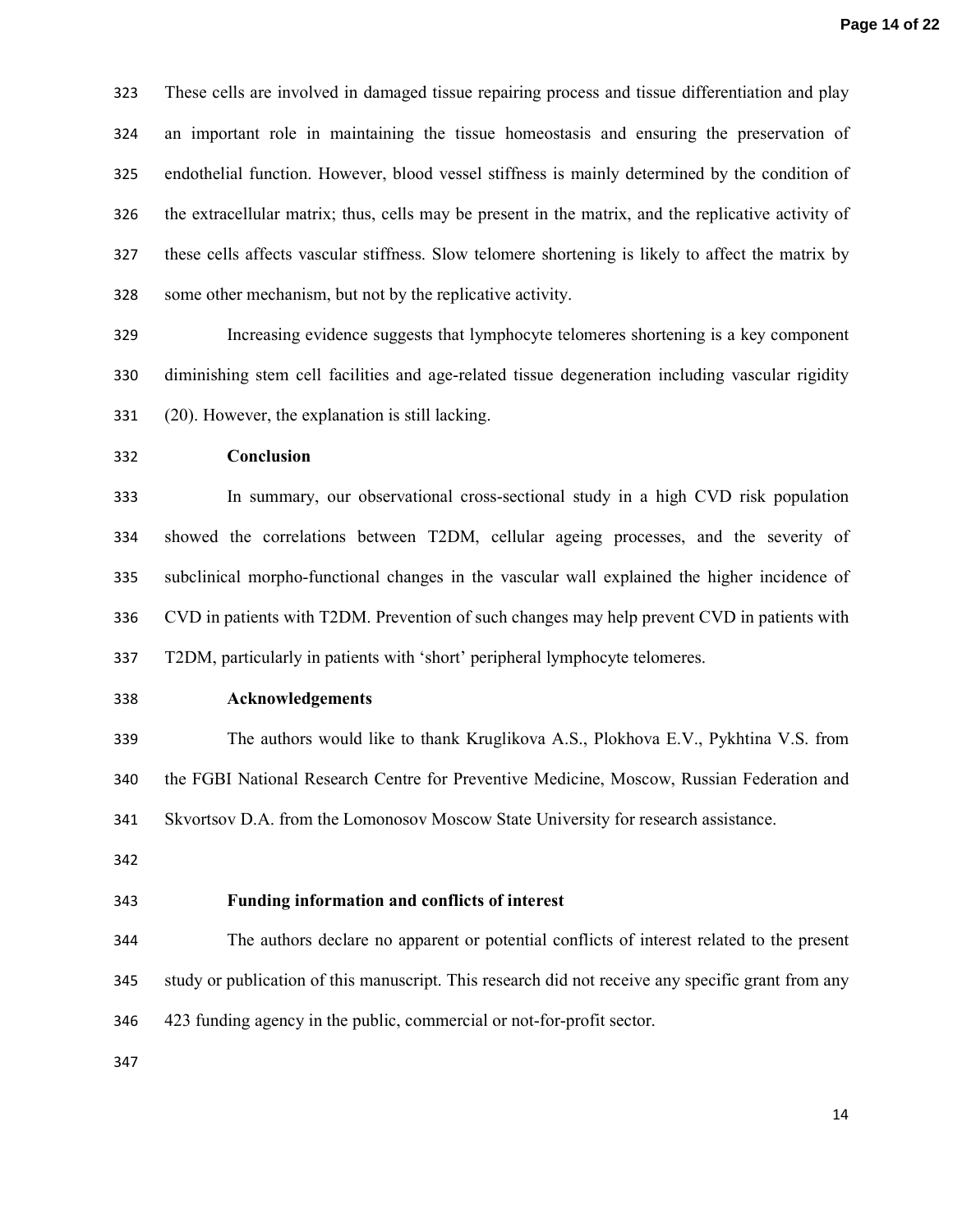These cells are involved in damaged tissue repairing process and tissue differentiation and play an important role in maintaining the tissue homeostasis and ensuring the preservation of endothelial function. However, blood vessel stiffness is mainly determined by the condition of the extracellular matrix; thus, cells may be present in the matrix, and the replicative activity of these cells affects vascular stiffness. Slow telomere shortening is likely to affect the matrix by some other mechanism, but not by the replicative activity.

Increasing evidence suggests that lymphocyte telomeres shortening is a key component diminishing stem cell facilities and age-related tissue degeneration including vascular rigidity (20). However, the explanation is still lacking.

## Conclusion

In summary, our observational cross-sectional study in a high CVD risk population showed the correlations between T2DM, cellular ageing processes, and the severity of subclinical morpho-functional changes in the vascular wall explained the higher incidence of CVD in patients with T2DM. Prevention of such changes may help prevent CVD in patients with T2DM, particularly in patients with 'short' peripheral lymphocyte telomeres.

## Acknowledgements

The authors would like to thank Kruglikova A.S., Plokhova E.V., Pykhtina V.S. from the FGBI National Research Centre for Preventive Medicine, Moscow, Russian Federation and Skvortsov D.A. from the Lomonosov Moscow State University for research assistance.

## Funding information and conflicts of interest

The authors declare no apparent or potential conflicts of interest related to the present study or publication of this manuscript. This research did not receive any specific grant from any 423 funding agency in the public, commercial or not-for-profit sector.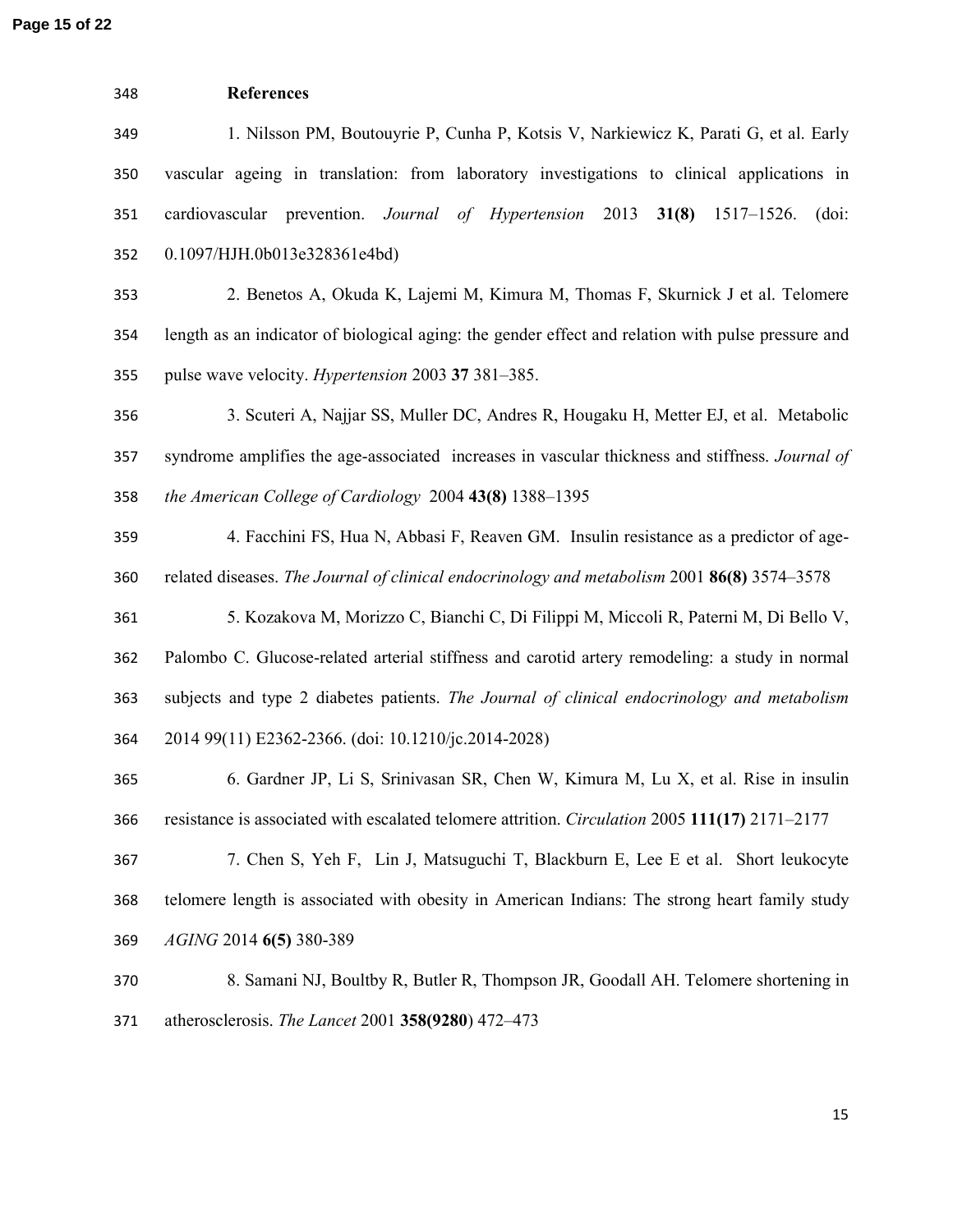## References

1. Nilsson PM, Boutouyrie P, Cunha P, Kotsis V, Narkiewicz K, Parati G, et al. Early vascular ageing in translation: from laboratory investigations to clinical applications in cardiovascular prevention. *Journal of Hypertension* 2013 **31(8)** 1517–1526. (doi: 0.1097/HJH.0b013e328361e4bd)

2. Benetos A, Okuda K, Lajemi M, Kimura M, Thomas F, Skurnick J et al. Telomere length as an indicator of biological aging: the gender effect and relation with pulse pressure and pulse wave velocity. *Hypertension* 2003 **37** 381–385.

3. Scuteri A, Najjar SS, Muller DC, Andres R, Hougaku H, Metter EJ, et al. Metabolic syndrome amplifies the age-associated increases in vascular thickness and stiffness. *Journal of the American College of Cardiology* 2004 **43(8)** 1388–1395

4. Facchini FS, Hua N, Abbasi F, Reaven GM. Insulin resistance as a predictor of age-related diseases. *The Journal of clinical endocrinology and metabolism* 2001 **86(8)** 3574–3578

5. Kozakova M, Morizzo C, Bianchi C, Di Filippi M, Miccoli R, Paterni M, Di Bello V, Palombo C. Glucose-related arterial stiffness and carotid artery remodeling: a study in normal subjects and type 2 diabetes patients. *The Journal of clinical endocrinology and metabolism* 2014 99(11) E2362-2366. (doi: 10.1210/jc.2014-2028)

6. Gardner JP, Li S, Srinivasan SR, Chen W, Kimura M, Lu X, et al. Rise in insulin resistance is associated with escalated telomere attrition. *Circulation* 2005 **111(17)** 2171–2177

7. Chen S, Yeh F, Lin J, Matsuguchi T, Blackburn E, Lee E et al. Short leukocyte telomere length is associated with obesity in American Indians: The strong heart family study *AGING* 2014 **6(5)** 380-389

8. Samani NJ, Boultby R, Butler R, Thompson JR, Goodall AH. Telomere shortening in atherosclerosis. *The Lancet* 2001 **358(9280**) 472–473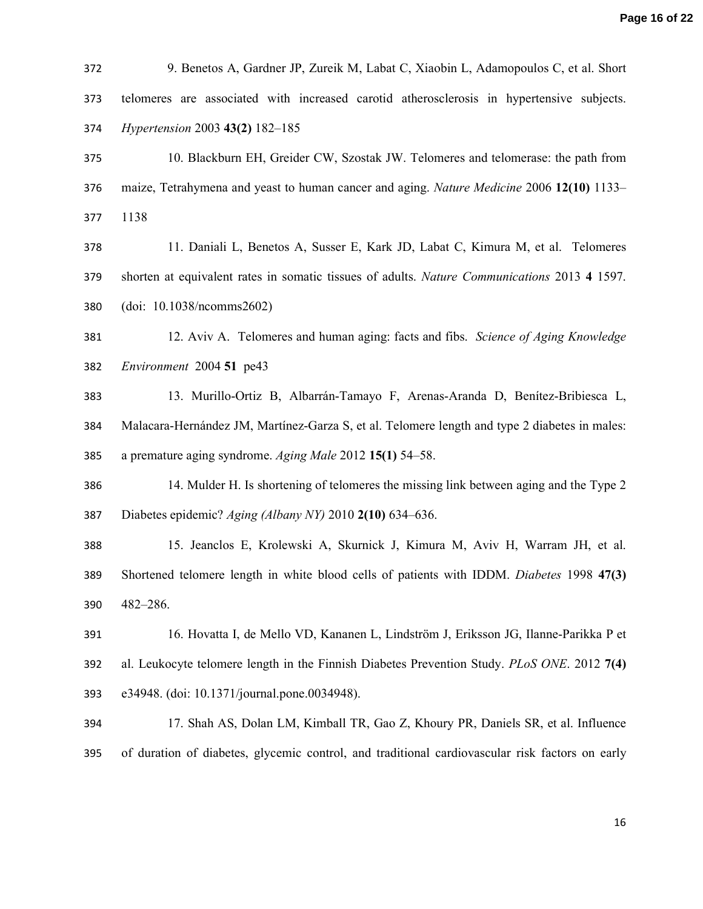9. Benetos A, Gardner JP, Zureik M, Labat C, Xiaobin L, Adamopoulos C, et al. Short telomeres are associated with increased carotid atherosclerosis in hypertensive subjects. *Hypertension* 2003 **43(2)** 182–185

10. Blackburn EH, Greider CW, Szostak JW. Telomeres and telomerase: the path from maize, Tetrahymena and yeast to human cancer and aging. *Nature Medicine* 2006 **12(10)** 1133–1138

11. Daniali L, Benetos A, Susser E, Kark JD, Labat C, Kimura M, et al. Telomeres shorten at equivalent rates in somatic tissues of adults. *Nature Communications* 2013 **4** 1597. (doi: 10.1038/ncomms2602)

12. Aviv A. Telomeres and human aging: facts and fibs. *Science of Aging Knowledge Environment* 2004 **51** pe43

13. Murillo-Ortiz B, Albarrán-Tamayo F, Arenas-Aranda D, Benítez-Bribiesca L, Malacara-Hernández JM, Martínez-Garza S, et al. Telomere length and type 2 diabetes in males: a premature aging syndrome. *Aging Male* 2012 **15(1)** 54–58.

14. Mulder H. Is shortening of telomeres the missing link between aging and the Type 2 Diabetes epidemic? *Aging (Albany NY)* 2010 **2(10)** 634–636.

15. Jeanclos E, Krolewski A, Skurnick J, Kimura M, Aviv H, Warram JH, et al. Shortened telomere length in white blood cells of patients with IDDM. *Diabetes* 1998 **47(3)** 482–286.

16. Hovatta I, de Mello VD, Kananen L, Lindström J, Eriksson JG, Ilanne-Parikka P et al. Leukocyte telomere length in the Finnish Diabetes Prevention Study. *PLoS ONE*. 2012 **7(4)** e34948. (doi: 10.1371/journal.pone.0034948).

17. Shah AS, Dolan LM, Kimball TR, Gao Z, Khoury PR, Daniels SR, et al. Influence of duration of diabetes, glycemic control, and traditional cardiovascular risk factors on early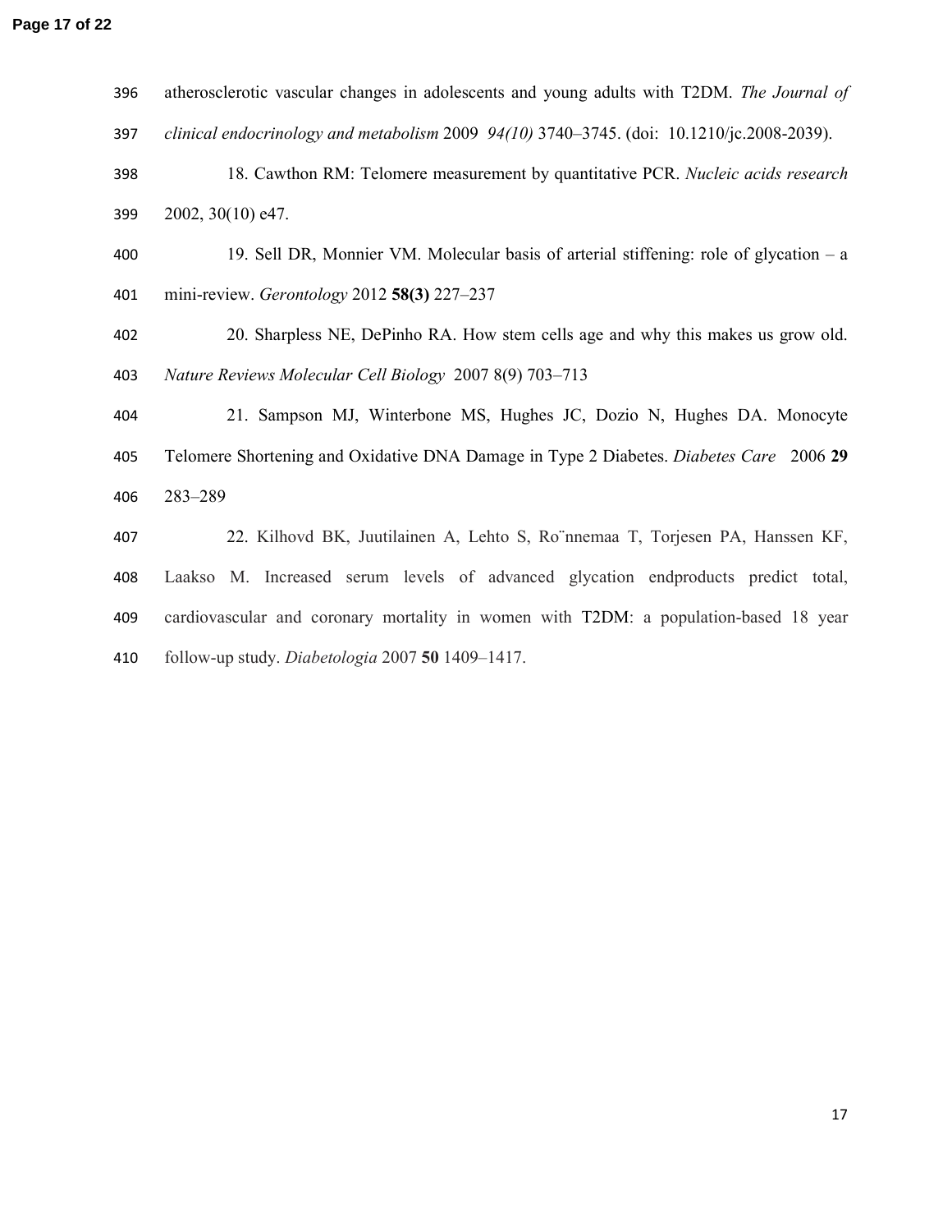atherosclerotic vascular changes in adolescents and young adults with T2DM. *The Journal of clinical endocrinology and metabolism* 2009 *94(10)* 3740–3745. (doi: 10.1210/jc.2008-2039).

18. Cawthon RM: Telomere measurement by quantitative PCR. *Nucleic acids research* 2002, 30(10) e47.

19. Sell DR, Monnier VM. Molecular basis of arterial stiffening: role of glycation – a mini-review. *Gerontology* 2012 **58(3)** 227–237

20. Sharpless NE, DePinho RA. How stem cells age and why this makes us grow old. *Nature Reviews Molecular Cell Biology* 2007 8(9) 703–713

21. Sampson MJ, Winterbone MS, Hughes JC, Dozio N, Hughes DA. Monocyte Telomere Shortening and Oxidative DNA Damage in Type 2 Diabetes. *Diabetes Care* 2006 **29** 283–289

22. Kilhovd BK, Juutilainen A, Lehto S, Ro¨nnemaa T, Torjesen PA, Hanssen KF, Laakso M. Increased serum levels of advanced glycation endproducts predict total, cardiovascular and coronary mortality in women with T2DM: a population-based 18 year follow-up study. *Diabetologia* 2007 **50** 1409–1417.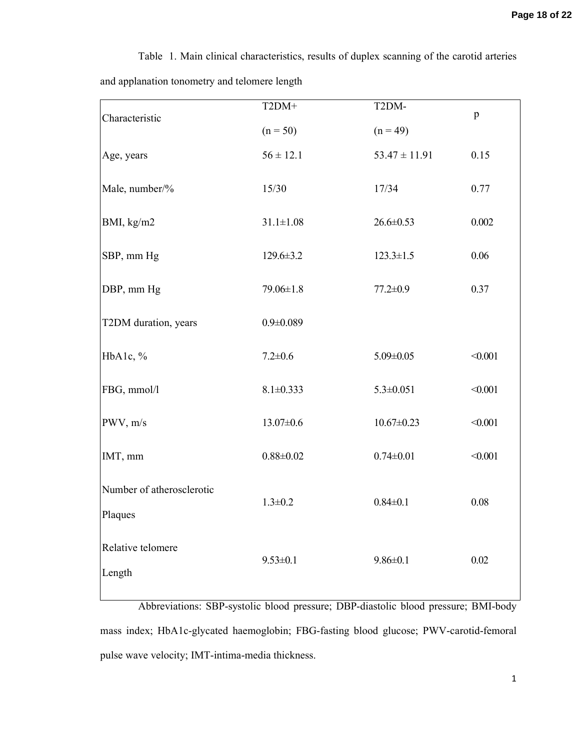Table 1. Main clinical characteristics, results of duplex scanning of the carotid arteries and applanation tonometry and telomere length

| Characteristic | T2DM+ (n = 50) | T2DM- (n = 49) | p |
|---|---|---|---|
| Age, years | 56 ± 12.1 | 53.47 ± 11.91 | 0.15 |
| Male, number/% | 15/30 | 17/34 | 0.77 |
| BMI, kg/m2 | 31.1±1.08 | 26.6±0.53 | 0.002 |
| SBP, mm Hg | 129.6±3.2 | 123.3±1.5 | 0.06 |
| DBP, mm Hg | 79.06±1.8 | 77.2±0.9 | 0.37 |
| T2DM duration, years | 0.9±0.089 | | |
| HbA1c, % | 7.2±0.6 | 5.09±0.05 | <0.001 |
| FBG, mmol/l | 8.1±0.333 | 5.3±0.051 | <0.001 |
| PWV, m/s | 13.07±0.6 | 10.67±0.23 | <0.001 |
| IMT, mm | 0.88±0.02 | 0.74±0.01 | <0.001 |
| Number of atherosclerotic Plaques | 1.3±0.2 | 0.84±0.1 | 0.08 |
| Relative telomere Length | 9.53±0.1 | 9.86±0.1 | 0.02 |

Abbreviations: SBP-systolic blood pressure; DBP-diastolic blood pressure; BMI-body mass index; HbA1c-glycated haemoglobin; FBG-fasting blood glucose; PWV-carotid-femoral pulse wave velocity; IMT-intima-media thickness.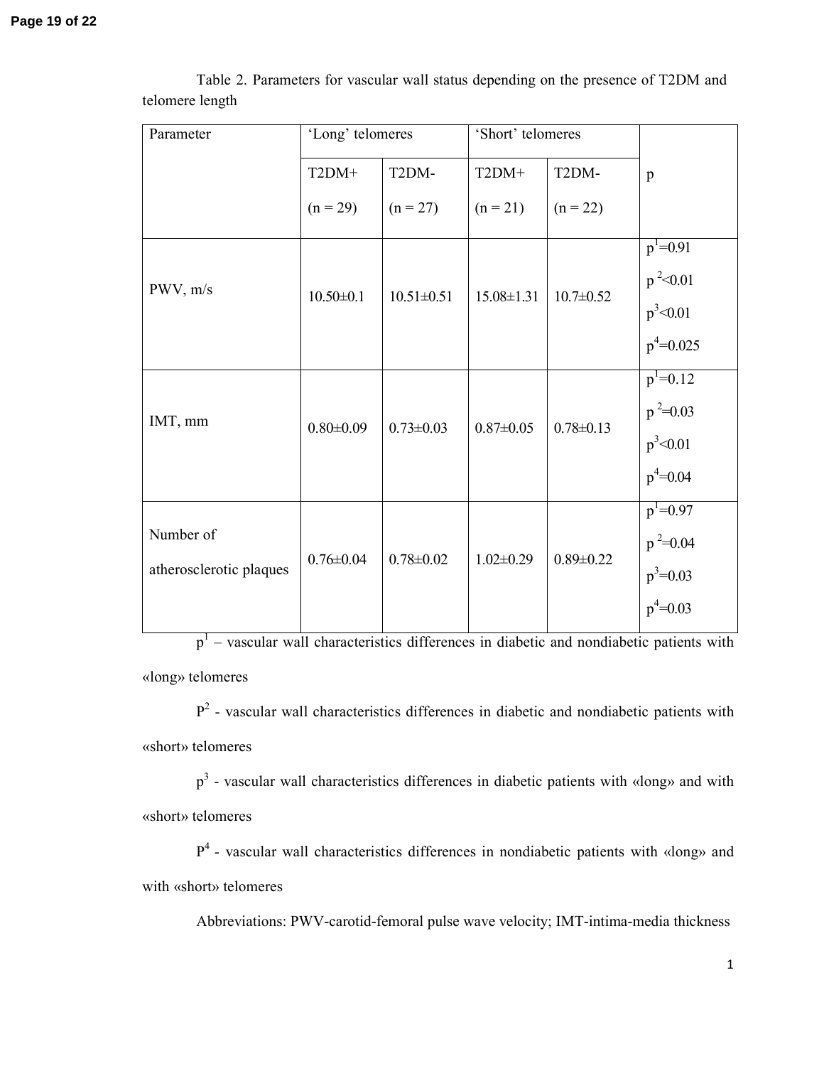Table 2. Parameters for vascular wall status depending on the presence of T2DM and telomere length

| Parameter | 'Long' telomeres | | 'Short' telomeres | | p |
|---|---|---|---|---|---|
| | T2DM+ (n = 29) | T2DM- (n = 27) | T2DM+ (n = 21) | T2DM- (n = 22) | |
| PWV, m/s | 10.50±0.1 | 10.51±0.51 | 15.08±1.31 | 10.7±0.52 | $p^1=0.91$ $p^2<0.01$ $p^3<0.01$ $p^4=0.025$ |
| IMT, mm | 0.80±0.09 | 0.73±0.03 | 0.87±0.05 | 0.78±0.13 | $p^1=0.12$ $p^2=0.03$ $p^3<0.01$ $p^4=0.04$ |
| Number of atherosclerotic plaques | 0.76±0.04 | 0.78±0.02 | 1.02±0.29 | 0.89±0.22 | $p^1=0.97$ $p^2=0.04$ $p^3=0.03$ $p^4=0.03$ |

$p^1$ – vascular wall characteristics differences in diabetic and nondiabetic patients with «long» telomeres

$P^2$ - vascular wall characteristics differences in diabetic and nondiabetic patients with «short» telomeres

$p^3$ - vascular wall characteristics differences in diabetic patients with «long» and with «short» telomeres

$P^4$ - vascular wall characteristics differences in nondiabetic patients with «long» and with «short» telomeres

Abbreviations: PWV-carotid-femoral pulse wave velocity; IMT-intima-media thickness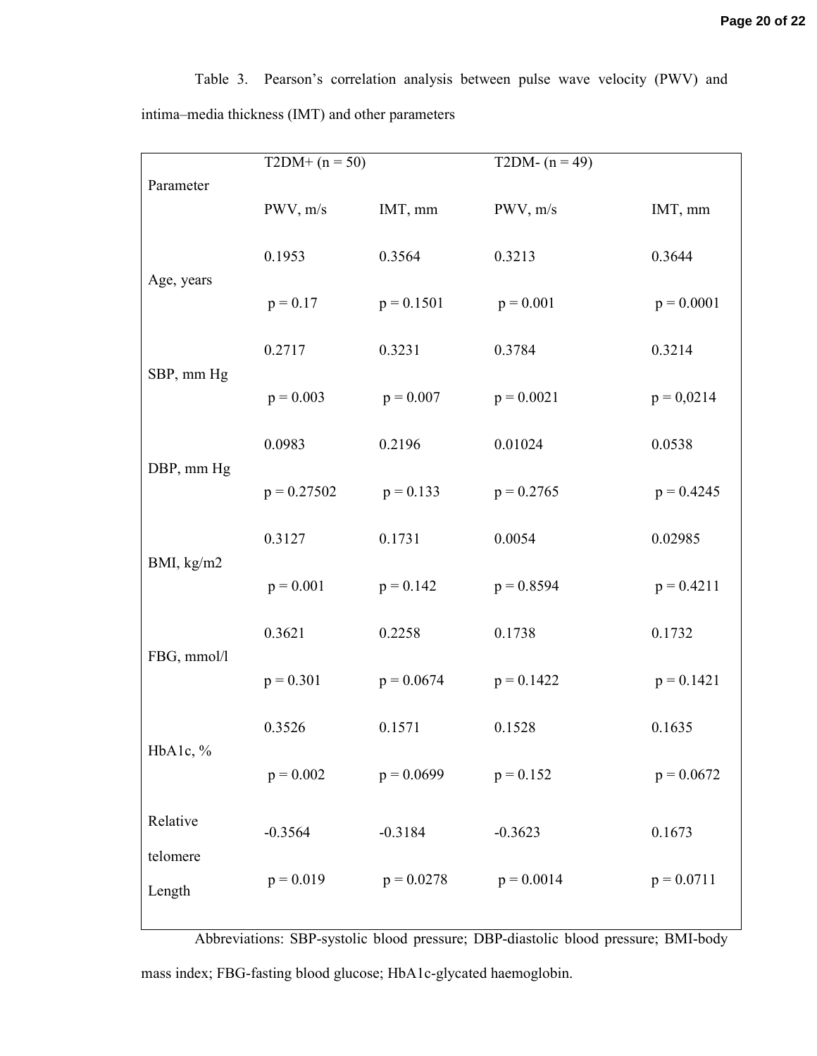Table 3. Pearson's correlation analysis between pulse wave velocity (PWV) and intima–media thickness (IMT) and other parameters

| Parameter | T2DM+ (n = 50) | | T2DM- (n = 49) | |
|---|---|---|---|---|
| | PWV, m/s | IMT, mm | PWV, m/s | IMT, mm |
| Age, years | 0.1953<br>p = 0.17 | 0.3564<br>p = 0.1501 | 0.3213<br>p = 0.001 | 0.3644<br>p = 0.0001 |
| SBP, mm Hg | 0.2717<br>p = 0.003 | 0.3231<br>p = 0.007 | 0.3784<br>p = 0.0021 | 0.3214<br>p = 0,0214 |
| DBP, mm Hg | 0.0983<br>p = 0.27502 | 0.2196<br>p = 0.133 | 0.01024<br>p = 0.2765 | 0.0538<br>p = 0.4245 |
| BMI, kg/m2 | 0.3127<br>p = 0.001 | 0.1731<br>p = 0.142 | 0.0054<br>p = 0.8594 | 0.02985<br>p = 0.4211 |
| FBG, mmol/l | 0.3621<br>p = 0.301 | 0.2258<br>p = 0.0674 | 0.1738<br>p = 0.1422 | 0.1732<br>p = 0.1421 |
| HbA1c, % | 0.3526<br>p = 0.002 | 0.1571<br>p = 0.0699 | 0.1528<br>p = 0.152 | 0.1635<br>p = 0.0672 |
| Relative telomere Length | -0.3564<br>p = 0.019 | -0.3184<br>p = 0.0278 | -0.3623<br>p = 0.0014 | 0.1673<br>p = 0.0711 |

Abbreviations: SBP-systolic blood pressure; DBP-diastolic blood pressure; BMI-body mass index; FBG-fasting blood glucose; HbA1c-glycated haemoglobin.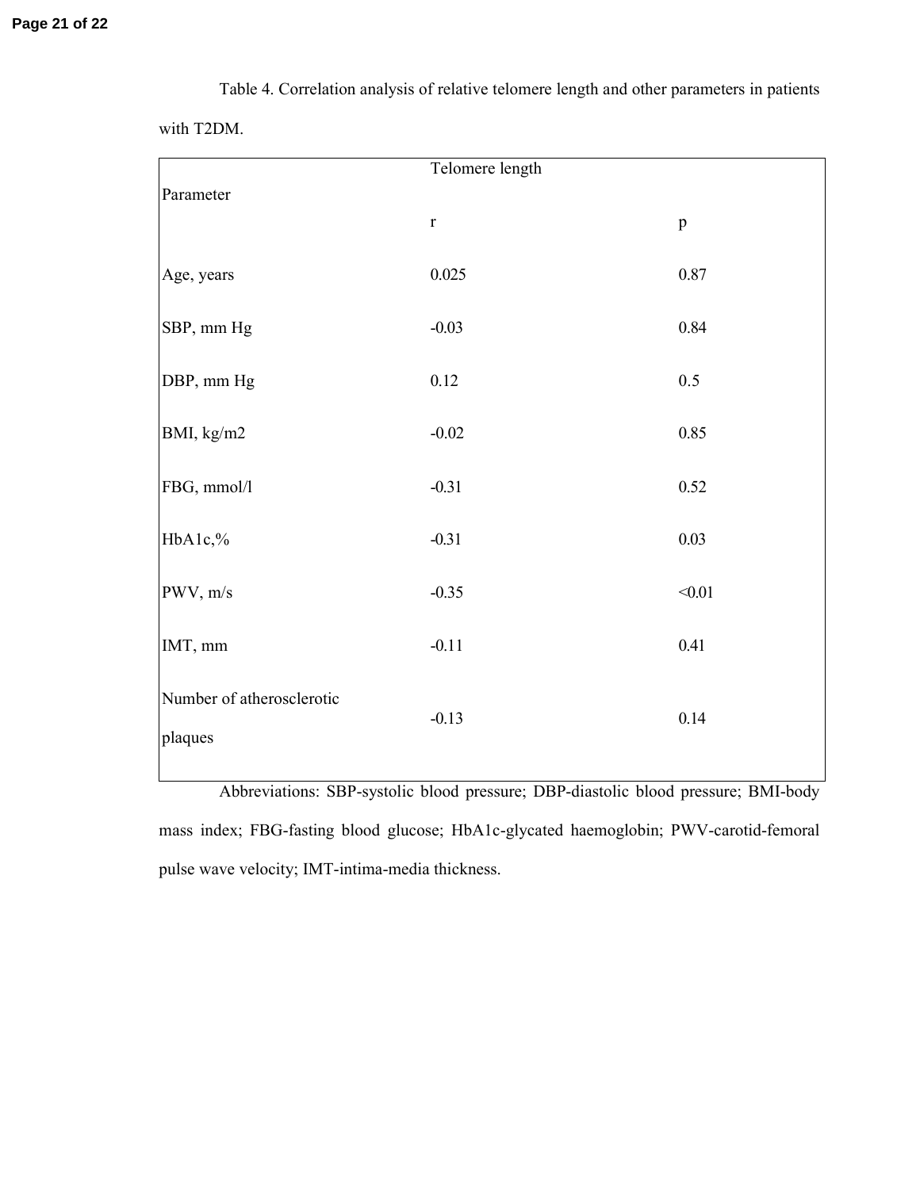Table 4. Correlation analysis of relative telomere length and other parameters in patients with T2DM.

| Parameter | Telomere length | |
|---|---|---|
| | r | p |
| Age, years | 0.025 | 0.87 |
| SBP, mm Hg | -0.03 | 0.84 |
| DBP, mm Hg | 0.12 | 0.5 |
| BMI, kg/m2 | -0.02 | 0.85 |
| FBG, mmol/l | -0.31 | 0.52 |
| HbA1c,% | -0.31 | 0.03 |
| PWV, m/s | -0.35 | <0.01 |
| IMT, mm | -0.11 | 0.41 |
| Number of atherosclerotic plaques | -0.13 | 0.14 |

Abbreviations: SBP-systolic blood pressure; DBP-diastolic blood pressure; BMI-body mass index; FBG-fasting blood glucose; HbA1c-glycated haemoglobin; PWV-carotid-femoral pulse wave velocity; IMT-intima-media thickness.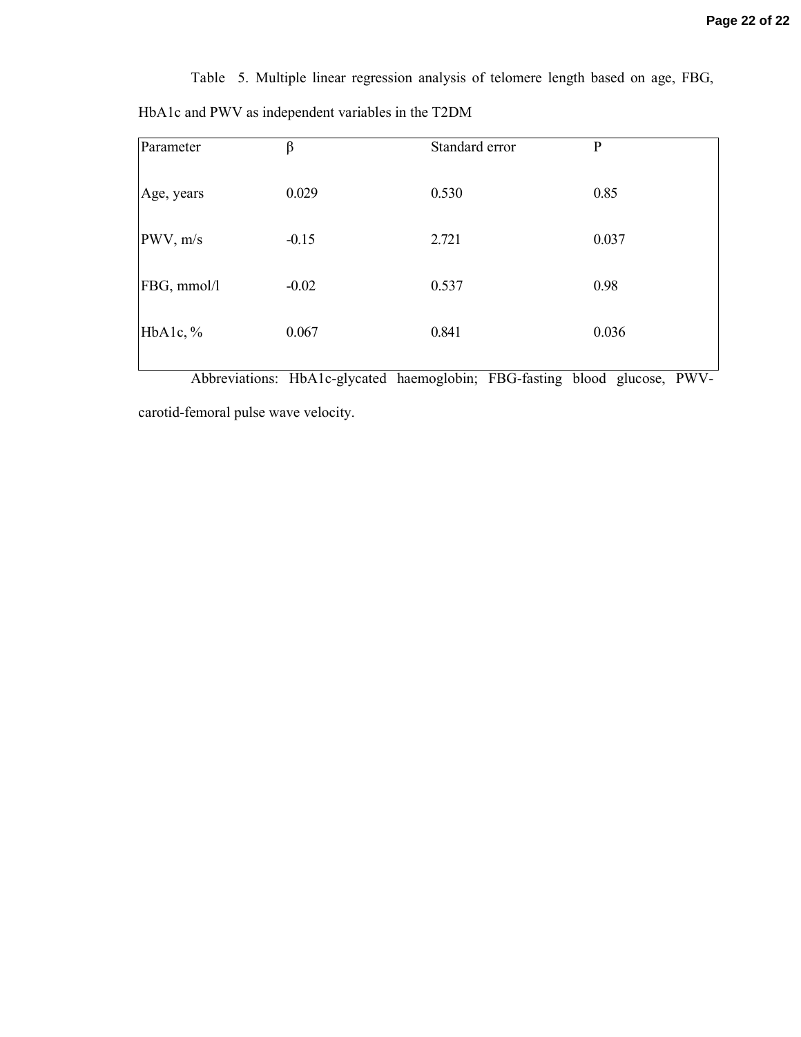Table 5. Multiple linear regression analysis of telomere length based on age, FBG, HbA1c and PWV as independent variables in the T2DM

| Parameter | β | Standard error | P |
|---|---|---|---|
| Age, years | 0.029 | 0.530 | 0.85 |
| PWV, m/s | -0.15 | 2.721 | 0.037 |
| FBG, mmol/l | -0.02 | 0.537 | 0.98 |
| HbA1c, % | 0.067 | 0.841 | 0.036 |

Abbreviations: HbA1c-glycated haemoglobin; FBG-fasting blood glucose, PWV-carotid-femoral pulse wave velocity.